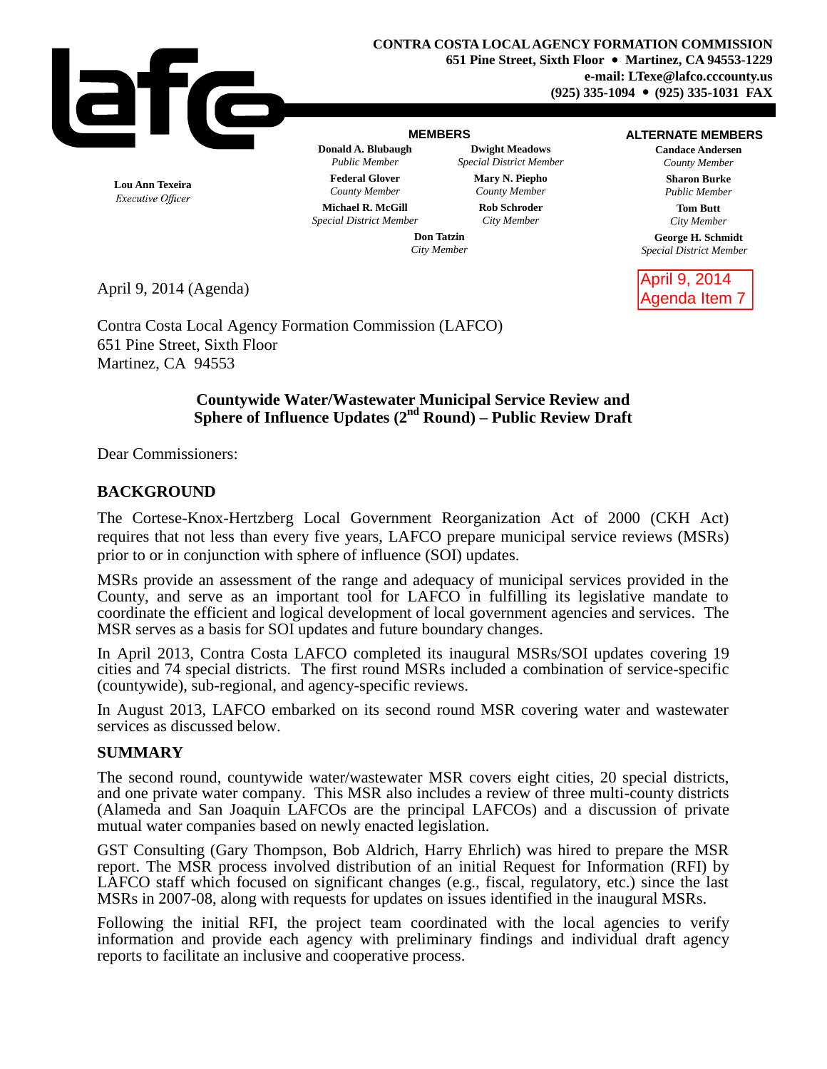**CONTRA COSTA LOCAL AGENCY FORMATION COMMISSION**
**651 Pine Street, Sixth Floor • Martinez, CA 94553-1229**
**e-mail: LTexe@lafco.cccounty.us**
**(925) 335-1094 • (925) 335-1031 FAX**

**Lou Ann Texeira**
*Executive Officer*

**MEMBERS**

**Donald A. Blubaugh**
*Public Member*

**Dwight Meadows**
*Special District Member*

**Federal Glover**
*County Member*

**Mary N. Piepho**
*County Member*

**Michael R. McGill**
*Special District Member*

**Rob Schroder**
*City Member*

**Don Tatzin**
*City Member*

**ALTERNATE MEMBERS**

**Candace Andersen**
*County Member*

**Sharon Burke**
*Public Member*

**Tom Butt**
*City Member*

**George H. Schmidt**
*Special District Member*

April 9, 2014
Agenda Item 7

April 9, 2014 (Agenda)

Contra Costa Local Agency Formation Commission (LAFCO)
651 Pine Street, Sixth Floor
Martinez, CA 94553

**Countywide Water/Wastewater Municipal Service Review and Sphere of Influence Updates (2nd Round) – Public Review Draft**

Dear Commissioners:

## BACKGROUND

The Cortese-Knox-Hertzberg Local Government Reorganization Act of 2000 (CKH Act) requires that not less than every five years, LAFCO prepare municipal service reviews (MSRs) prior to or in conjunction with sphere of influence (SOI) updates.

MSRs provide an assessment of the range and adequacy of municipal services provided in the County, and serve as an important tool for LAFCO in fulfilling its legislative mandate to coordinate the efficient and logical development of local government agencies and services. The MSR serves as a basis for SOI updates and future boundary changes.

In April 2013, Contra Costa LAFCO completed its inaugural MSRs/SOI updates covering 19 cities and 74 special districts. The first round MSRs included a combination of service-specific (countywide), sub-regional, and agency-specific reviews.

In August 2013, LAFCO embarked on its second round MSR covering water and wastewater services as discussed below.

## SUMMARY

The second round, countywide water/wastewater MSR covers eight cities, 20 special districts, and one private water company. This MSR also includes a review of three multi-county districts (Alameda and San Joaquin LAFCOs are the principal LAFCOs) and a discussion of private mutual water companies based on newly enacted legislation.

GST Consulting (Gary Thompson, Bob Aldrich, Harry Ehrlich) was hired to prepare the MSR report. The MSR process involved distribution of an initial Request for Information (RFI) by LAFCO staff which focused on significant changes (e.g., fiscal, regulatory, etc.) since the last MSRs in 2007-08, along with requests for updates on issues identified in the inaugural MSRs.

Following the initial RFI, the project team coordinated with the local agencies to verify information and provide each agency with preliminary findings and individual draft agency reports to facilitate an inclusive and cooperative process.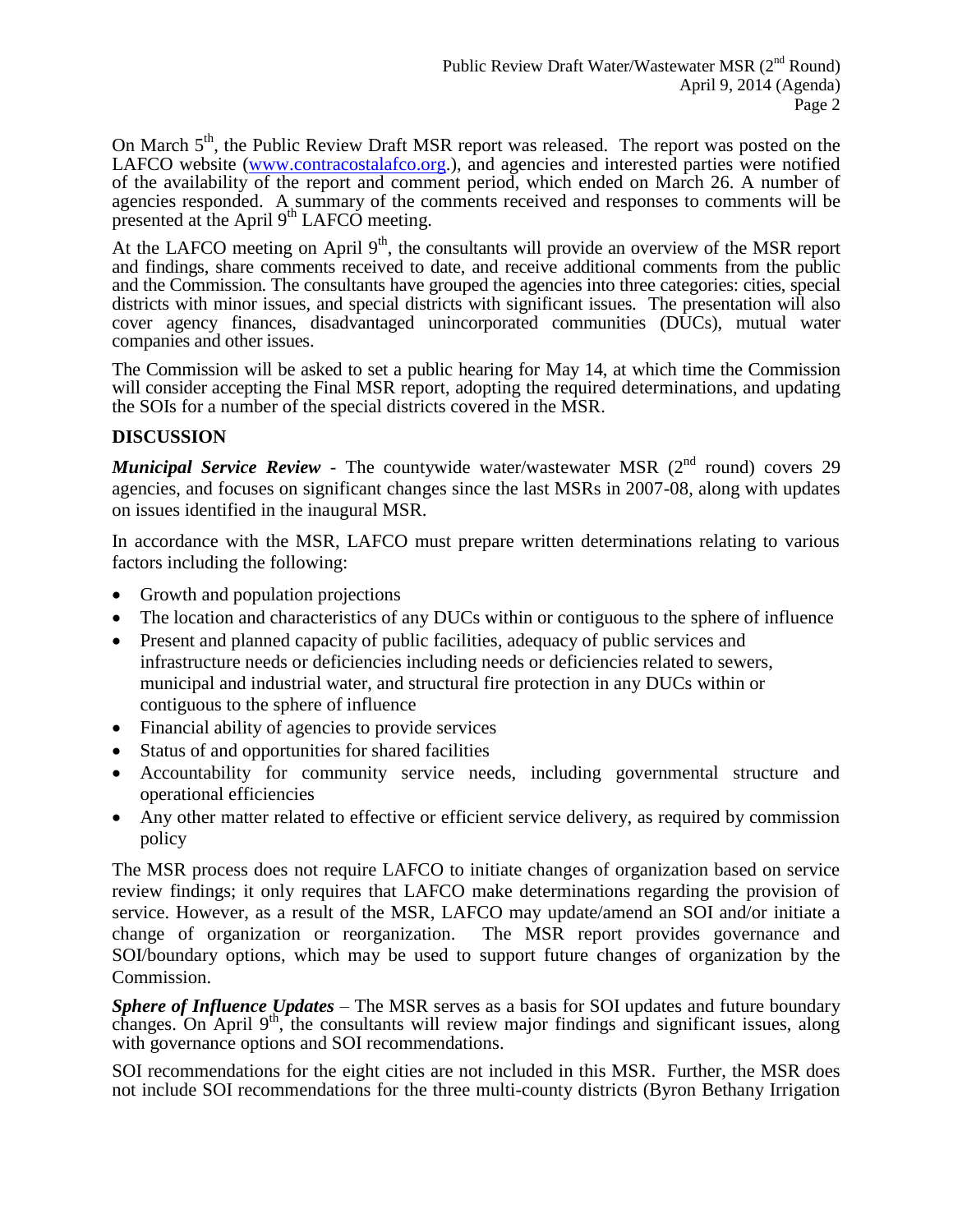On March 5th, the Public Review Draft MSR report was released. The report was posted on the LAFCO website (www.contracostalafco.org.), and agencies and interested parties were notified of the availability of the report and comment period, which ended on March 26. A number of agencies responded. A summary of the comments received and responses to comments will be presented at the April 9th LAFCO meeting.

At the LAFCO meeting on April 9th, the consultants will provide an overview of the MSR report and findings, share comments received to date, and receive additional comments from the public and the Commission. The consultants have grouped the agencies into three categories: cities, special districts with minor issues, and special districts with significant issues. The presentation will also cover agency finances, disadvantaged unincorporated communities (DUCs), mutual water companies and other issues.

The Commission will be asked to set a public hearing for May 14, at which time the Commission will consider accepting the Final MSR report, adopting the required determinations, and updating the SOIs for a number of the special districts covered in the MSR.

**DISCUSSION**

***Municipal Service Review*** - The countywide water/wastewater MSR (2nd round) covers 29 agencies, and focuses on significant changes since the last MSRs in 2007-08, along with updates on issues identified in the inaugural MSR.

In accordance with the MSR, LAFCO must prepare written determinations relating to various factors including the following:

- Growth and population projections
- The location and characteristics of any DUCs within or contiguous to the sphere of influence
- Present and planned capacity of public facilities, adequacy of public services and infrastructure needs or deficiencies including needs or deficiencies related to sewers, municipal and industrial water, and structural fire protection in any DUCs within or contiguous to the sphere of influence
- Financial ability of agencies to provide services
- Status of and opportunities for shared facilities
- Accountability for community service needs, including governmental structure and operational efficiencies
- Any other matter related to effective or efficient service delivery, as required by commission policy

The MSR process does not require LAFCO to initiate changes of organization based on service review findings; it only requires that LAFCO make determinations regarding the provision of service. However, as a result of the MSR, LAFCO may update/amend an SOI and/or initiate a change of organization or reorganization. The MSR report provides governance and SOI/boundary options, which may be used to support future changes of organization by the Commission.

***Sphere of Influence Updates*** – The MSR serves as a basis for SOI updates and future boundary changes. On April 9th, the consultants will review major findings and significant issues, along with governance options and SOI recommendations.

SOI recommendations for the eight cities are not included in this MSR. Further, the MSR does not include SOI recommendations for the three multi-county districts (Byron Bethany Irrigation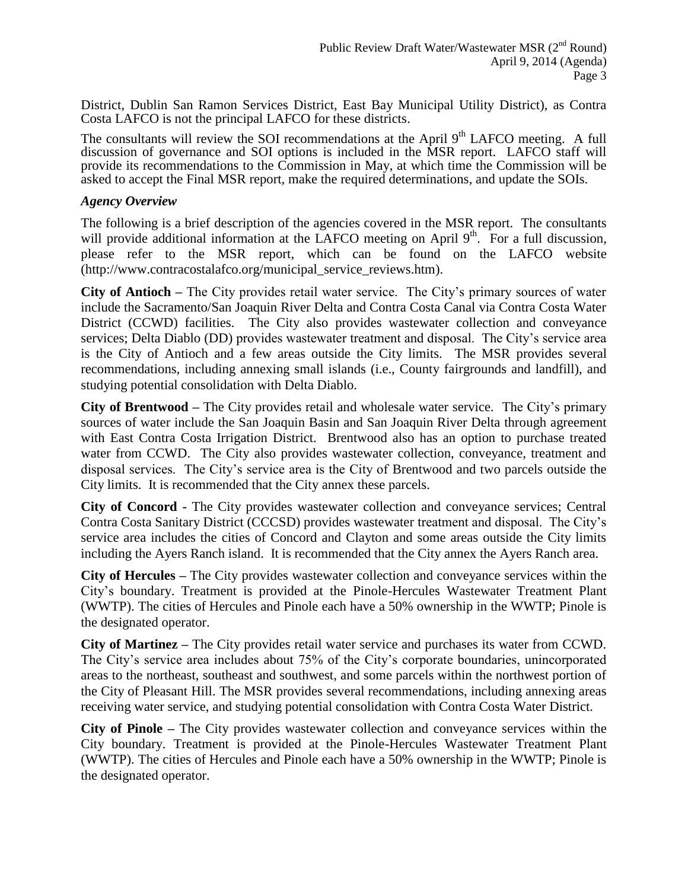District, Dublin San Ramon Services District, East Bay Municipal Utility District), as Contra Costa LAFCO is not the principal LAFCO for these districts.

The consultants will review the SOI recommendations at the April 9th LAFCO meeting. A full discussion of governance and SOI options is included in the MSR report. LAFCO staff will provide its recommendations to the Commission in May, at which time the Commission will be asked to accept the Final MSR report, make the required determinations, and update the SOIs.

### *Agency Overview*

The following is a brief description of the agencies covered in the MSR report. The consultants will provide additional information at the LAFCO meeting on April 9th. For a full discussion, please refer to the MSR report, which can be found on the LAFCO website (http://www.contracostalafco.org/municipal_service_reviews.htm).

**City of Antioch –** The City provides retail water service. The City's primary sources of water include the Sacramento/San Joaquin River Delta and Contra Costa Canal via Contra Costa Water District (CCWD) facilities. The City also provides wastewater collection and conveyance services; Delta Diablo (DD) provides wastewater treatment and disposal. The City's service area is the City of Antioch and a few areas outside the City limits. The MSR provides several recommendations, including annexing small islands (i.e., County fairgrounds and landfill), and studying potential consolidation with Delta Diablo.

**City of Brentwood –** The City provides retail and wholesale water service. The City's primary sources of water include the San Joaquin Basin and San Joaquin River Delta through agreement with East Contra Costa Irrigation District. Brentwood also has an option to purchase treated water from CCWD. The City also provides wastewater collection, conveyance, treatment and disposal services. The City's service area is the City of Brentwood and two parcels outside the City limits. It is recommended that the City annex these parcels.

**City of Concord -** The City provides wastewater collection and conveyance services; Central Contra Costa Sanitary District (CCCSD) provides wastewater treatment and disposal. The City's service area includes the cities of Concord and Clayton and some areas outside the City limits including the Ayers Ranch island. It is recommended that the City annex the Ayers Ranch area.

**City of Hercules –** The City provides wastewater collection and conveyance services within the City's boundary. Treatment is provided at the Pinole-Hercules Wastewater Treatment Plant (WWTP). The cities of Hercules and Pinole each have a 50% ownership in the WWTP; Pinole is the designated operator.

**City of Martinez –** The City provides retail water service and purchases its water from CCWD. The City's service area includes about 75% of the City's corporate boundaries, unincorporated areas to the northeast, southeast and southwest, and some parcels within the northwest portion of the City of Pleasant Hill. The MSR provides several recommendations, including annexing areas receiving water service, and studying potential consolidation with Contra Costa Water District.

**City of Pinole –** The City provides wastewater collection and conveyance services within the City boundary. Treatment is provided at the Pinole-Hercules Wastewater Treatment Plant (WWTP). The cities of Hercules and Pinole each have a 50% ownership in the WWTP; Pinole is the designated operator.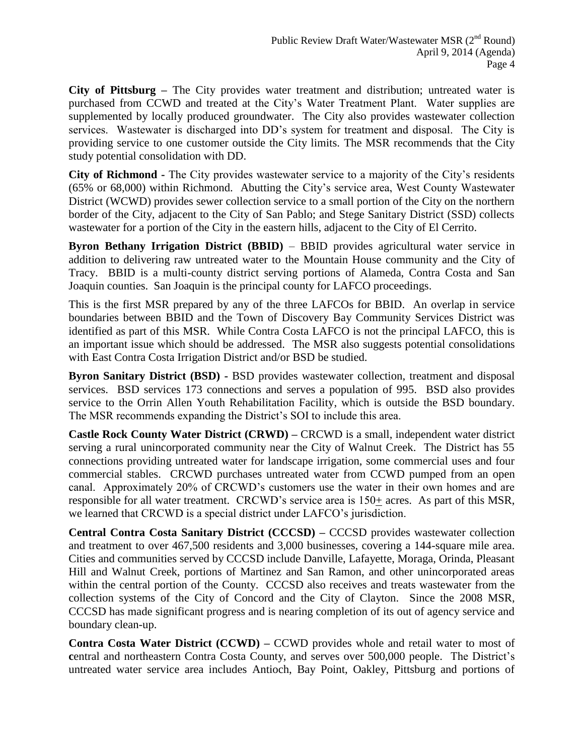**City of Pittsburg –** The City provides water treatment and distribution; untreated water is purchased from CCWD and treated at the City's Water Treatment Plant. Water supplies are supplemented by locally produced groundwater. The City also provides wastewater collection services. Wastewater is discharged into DD's system for treatment and disposal. The City is providing service to one customer outside the City limits. The MSR recommends that the City study potential consolidation with DD.

**City of Richmond -** The City provides wastewater service to a majority of the City's residents (65% or 68,000) within Richmond. Abutting the City's service area, West County Wastewater District (WCWD) provides sewer collection service to a small portion of the City on the northern border of the City, adjacent to the City of San Pablo; and Stege Sanitary District (SSD) collects wastewater for a portion of the City in the eastern hills, adjacent to the City of El Cerrito.

**Byron Bethany Irrigation District (BBID)** – BBID provides agricultural water service in addition to delivering raw untreated water to the Mountain House community and the City of Tracy. BBID is a multi-county district serving portions of Alameda, Contra Costa and San Joaquin counties. San Joaquin is the principal county for LAFCO proceedings.

This is the first MSR prepared by any of the three LAFCOs for BBID. An overlap in service boundaries between BBID and the Town of Discovery Bay Community Services District was identified as part of this MSR. While Contra Costa LAFCO is not the principal LAFCO, this is an important issue which should be addressed. The MSR also suggests potential consolidations with East Contra Costa Irrigation District and/or BSD be studied.

**Byron Sanitary District (BSD) -** BSD provides wastewater collection, treatment and disposal services. BSD services 173 connections and serves a population of 995. BSD also provides service to the Orrin Allen Youth Rehabilitation Facility, which is outside the BSD boundary. The MSR recommends expanding the District's SOI to include this area.

**Castle Rock County Water District (CRWD) –** CRCWD is a small, independent water district serving a rural unincorporated community near the City of Walnut Creek. The District has 55 connections providing untreated water for landscape irrigation, some commercial uses and four commercial stables. CRCWD purchases untreated water from CCWD pumped from an open canal. Approximately 20% of CRCWD's customers use the water in their own homes and are responsible for all water treatment. CRCWD's service area is 150± acres. As part of this MSR, we learned that CRCWD is a special district under LAFCO's jurisdiction.

**Central Contra Costa Sanitary District (CCCSD) –** CCCSD provides wastewater collection and treatment to over 467,500 residents and 3,000 businesses, covering a 144-square mile area. Cities and communities served by CCCSD include Danville, Lafayette, Moraga, Orinda, Pleasant Hill and Walnut Creek, portions of Martinez and San Ramon, and other unincorporated areas within the central portion of the County. CCCSD also receives and treats wastewater from the collection systems of the City of Concord and the City of Clayton. Since the 2008 MSR, CCCSD has made significant progress and is nearing completion of its out of agency service and boundary clean-up.

**Contra Costa Water District (CCWD) –** CCWD provides whole and retail water to most of **c**entral and northeastern Contra Costa County, and serves over 500,000 people. The District's untreated water service area includes Antioch, Bay Point, Oakley, Pittsburg and portions of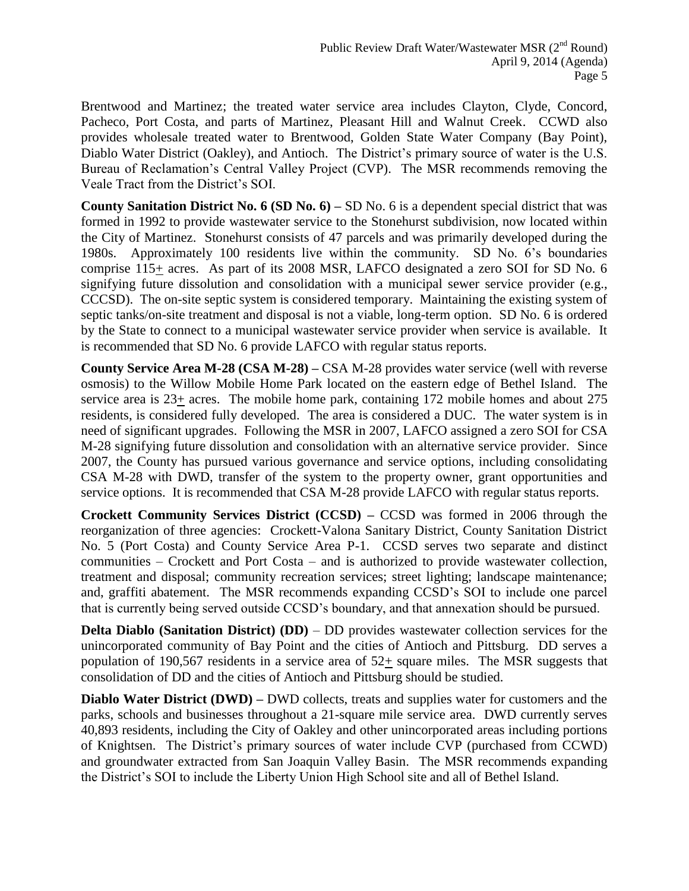Brentwood and Martinez; the treated water service area includes Clayton, Clyde, Concord, Pacheco, Port Costa, and parts of Martinez, Pleasant Hill and Walnut Creek. CCWD also provides wholesale treated water to Brentwood, Golden State Water Company (Bay Point), Diablo Water District (Oakley), and Antioch. The District's primary source of water is the U.S. Bureau of Reclamation's Central Valley Project (CVP). The MSR recommends removing the Veale Tract from the District's SOI.

**County Sanitation District No. 6 (SD No. 6) –** SD No. 6 is a dependent special district that was formed in 1992 to provide wastewater service to the Stonehurst subdivision, now located within the City of Martinez. Stonehurst consists of 47 parcels and was primarily developed during the 1980s. Approximately 100 residents live within the community. SD No. 6's boundaries comprise 115± acres. As part of its 2008 MSR, LAFCO designated a zero SOI for SD No. 6 signifying future dissolution and consolidation with a municipal sewer service provider (e.g., CCCSD). The on-site septic system is considered temporary. Maintaining the existing system of septic tanks/on-site treatment and disposal is not a viable, long-term option. SD No. 6 is ordered by the State to connect to a municipal wastewater service provider when service is available. It is recommended that SD No. 6 provide LAFCO with regular status reports.

**County Service Area M-28 (CSA M-28) –** CSA M-28 provides water service (well with reverse osmosis) to the Willow Mobile Home Park located on the eastern edge of Bethel Island. The service area is 23± acres. The mobile home park, containing 172 mobile homes and about 275 residents, is considered fully developed. The area is considered a DUC. The water system is in need of significant upgrades. Following the MSR in 2007, LAFCO assigned a zero SOI for CSA M-28 signifying future dissolution and consolidation with an alternative service provider. Since 2007, the County has pursued various governance and service options, including consolidating CSA M-28 with DWD, transfer of the system to the property owner, grant opportunities and service options. It is recommended that CSA M-28 provide LAFCO with regular status reports.

**Crockett Community Services District (CCSD) –** CCSD was formed in 2006 through the reorganization of three agencies: Crockett-Valona Sanitary District, County Sanitation District No. 5 (Port Costa) and County Service Area P-1. CCSD serves two separate and distinct communities – Crockett and Port Costa – and is authorized to provide wastewater collection, treatment and disposal; community recreation services; street lighting; landscape maintenance; and, graffiti abatement. The MSR recommends expanding CCSD's SOI to include one parcel that is currently being served outside CCSD's boundary, and that annexation should be pursued.

**Delta Diablo (Sanitation District) (DD)** – DD provides wastewater collection services for the unincorporated community of Bay Point and the cities of Antioch and Pittsburg. DD serves a population of 190,567 residents in a service area of 52± square miles. The MSR suggests that consolidation of DD and the cities of Antioch and Pittsburg should be studied.

**Diablo Water District (DWD) –** DWD collects, treats and supplies water for customers and the parks, schools and businesses throughout a 21-square mile service area. DWD currently serves 40,893 residents, including the City of Oakley and other unincorporated areas including portions of Knightsen. The District's primary sources of water include CVP (purchased from CCWD) and groundwater extracted from San Joaquin Valley Basin. The MSR recommends expanding the District's SOI to include the Liberty Union High School site and all of Bethel Island.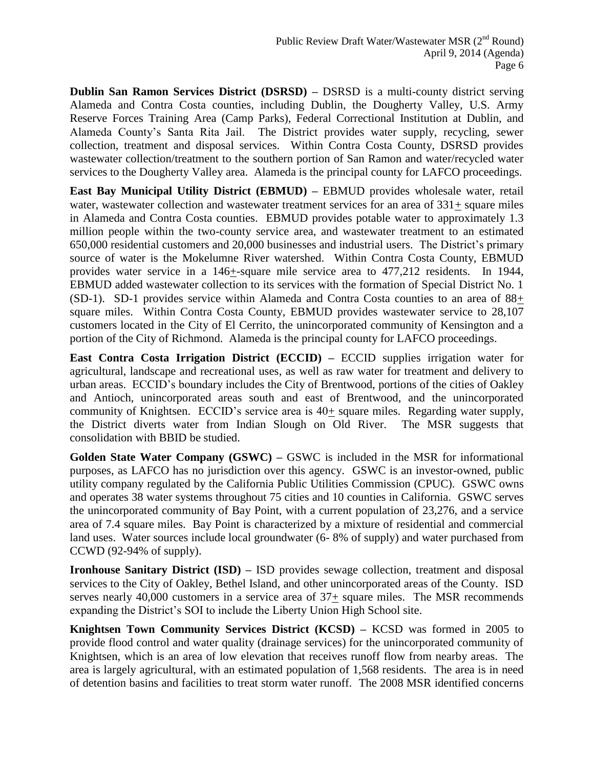**Dublin San Ramon Services District (DSRSD) –** DSRSD is a multi-county district serving Alameda and Contra Costa counties, including Dublin, the Dougherty Valley, U.S. Army Reserve Forces Training Area (Camp Parks), Federal Correctional Institution at Dublin, and Alameda County's Santa Rita Jail. The District provides water supply, recycling, sewer collection, treatment and disposal services. Within Contra Costa County, DSRSD provides wastewater collection/treatment to the southern portion of San Ramon and water/recycled water services to the Dougherty Valley area. Alameda is the principal county for LAFCO proceedings.

**East Bay Municipal Utility District (EBMUD) –** EBMUD provides wholesale water, retail water, wastewater collection and wastewater treatment services for an area of 331± square miles in Alameda and Contra Costa counties. EBMUD provides potable water to approximately 1.3 million people within the two-county service area, and wastewater treatment to an estimated 650,000 residential customers and 20,000 businesses and industrial users. The District's primary source of water is the Mokelumne River watershed. Within Contra Costa County, EBMUD provides water service in a 146±-square mile service area to 477,212 residents. In 1944, EBMUD added wastewater collection to its services with the formation of Special District No. 1 (SD-1). SD-1 provides service within Alameda and Contra Costa counties to an area of 88± square miles. Within Contra Costa County, EBMUD provides wastewater service to 28,107 customers located in the City of El Cerrito, the unincorporated community of Kensington and a portion of the City of Richmond. Alameda is the principal county for LAFCO proceedings.

**East Contra Costa Irrigation District (ECCID) –** ECCID supplies irrigation water for agricultural, landscape and recreational uses, as well as raw water for treatment and delivery to urban areas. ECCID's boundary includes the City of Brentwood, portions of the cities of Oakley and Antioch, unincorporated areas south and east of Brentwood, and the unincorporated community of Knightsen. ECCID's service area is 40± square miles. Regarding water supply, the District diverts water from Indian Slough on Old River. The MSR suggests that consolidation with BBID be studied.

**Golden State Water Company (GSWC) –** GSWC is included in the MSR for informational purposes, as LAFCO has no jurisdiction over this agency. GSWC is an investor-owned, public utility company regulated by the California Public Utilities Commission (CPUC). GSWC owns and operates 38 water systems throughout 75 cities and 10 counties in California. GSWC serves the unincorporated community of Bay Point, with a current population of 23,276, and a service area of 7.4 square miles. Bay Point is characterized by a mixture of residential and commercial land uses. Water sources include local groundwater (6- 8% of supply) and water purchased from CCWD (92-94% of supply).

**Ironhouse Sanitary District (ISD) –** ISD provides sewage collection, treatment and disposal services to the City of Oakley, Bethel Island, and other unincorporated areas of the County. ISD serves nearly 40,000 customers in a service area of 37± square miles. The MSR recommends expanding the District's SOI to include the Liberty Union High School site.

**Knightsen Town Community Services District (KCSD) –** KCSD was formed in 2005 to provide flood control and water quality (drainage services) for the unincorporated community of Knightsen, which is an area of low elevation that receives runoff flow from nearby areas. The area is largely agricultural, with an estimated population of 1,568 residents. The area is in need of detention basins and facilities to treat storm water runoff. The 2008 MSR identified concerns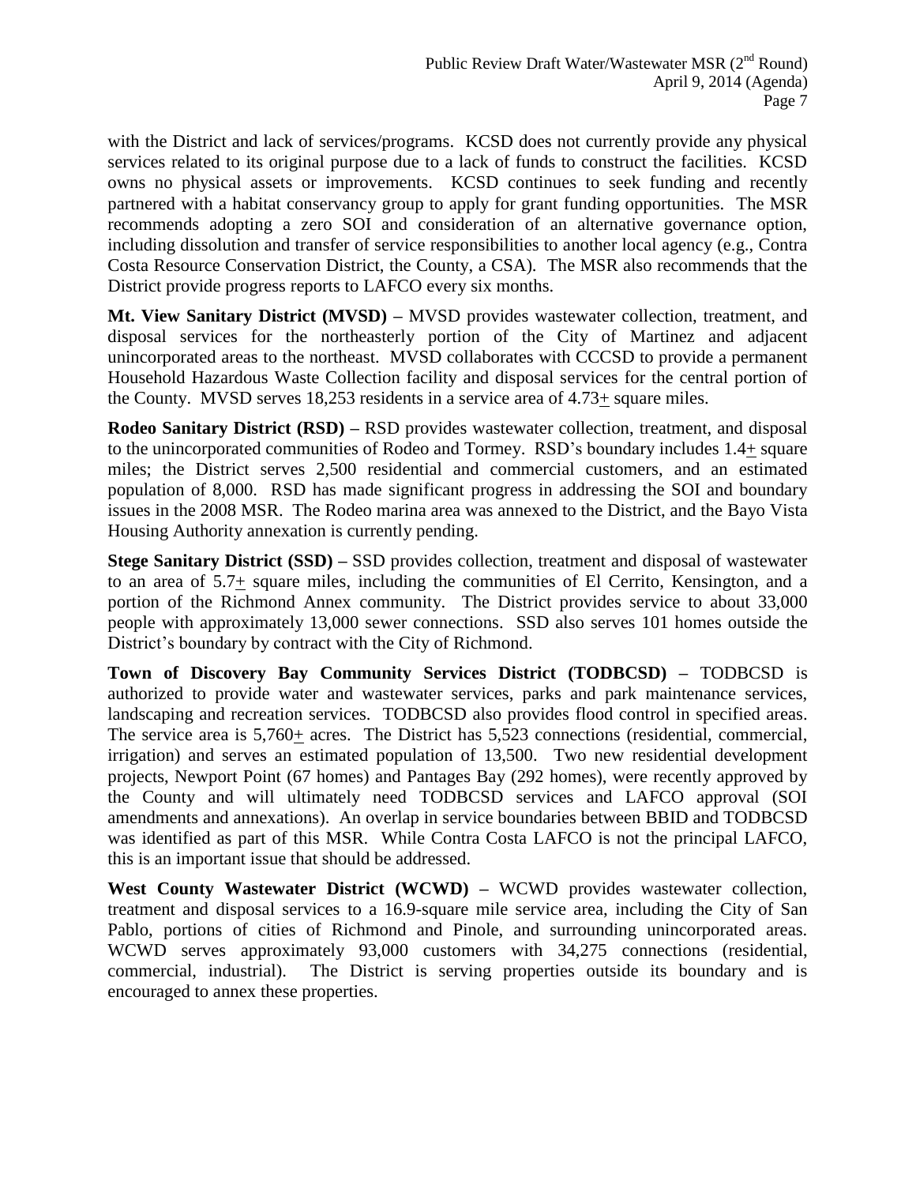with the District and lack of services/programs. KCSD does not currently provide any physical services related to its original purpose due to a lack of funds to construct the facilities. KCSD owns no physical assets or improvements. KCSD continues to seek funding and recently partnered with a habitat conservancy group to apply for grant funding opportunities. The MSR recommends adopting a zero SOI and consideration of an alternative governance option, including dissolution and transfer of service responsibilities to another local agency (e.g., Contra Costa Resource Conservation District, the County, a CSA). The MSR also recommends that the District provide progress reports to LAFCO every six months.

**Mt. View Sanitary District (MVSD) –** MVSD provides wastewater collection, treatment, and disposal services for the northeasterly portion of the City of Martinez and adjacent unincorporated areas to the northeast. MVSD collaborates with CCCSD to provide a permanent Household Hazardous Waste Collection facility and disposal services for the central portion of the County. MVSD serves 18,253 residents in a service area of 4.73± square miles.

**Rodeo Sanitary District (RSD) –** RSD provides wastewater collection, treatment, and disposal to the unincorporated communities of Rodeo and Tormey. RSD's boundary includes 1.4± square miles; the District serves 2,500 residential and commercial customers, and an estimated population of 8,000. RSD has made significant progress in addressing the SOI and boundary issues in the 2008 MSR. The Rodeo marina area was annexed to the District, and the Bayo Vista Housing Authority annexation is currently pending.

**Stege Sanitary District (SSD) –** SSD provides collection, treatment and disposal of wastewater to an area of 5.7± square miles, including the communities of El Cerrito, Kensington, and a portion of the Richmond Annex community. The District provides service to about 33,000 people with approximately 13,000 sewer connections. SSD also serves 101 homes outside the District's boundary by contract with the City of Richmond.

**Town of Discovery Bay Community Services District (TODBCSD) –** TODBCSD is authorized to provide water and wastewater services, parks and park maintenance services, landscaping and recreation services. TODBCSD also provides flood control in specified areas. The service area is 5,760± acres. The District has 5,523 connections (residential, commercial, irrigation) and serves an estimated population of 13,500. Two new residential development projects, Newport Point (67 homes) and Pantages Bay (292 homes), were recently approved by the County and will ultimately need TODBCSD services and LAFCO approval (SOI amendments and annexations). An overlap in service boundaries between BBID and TODBCSD was identified as part of this MSR. While Contra Costa LAFCO is not the principal LAFCO, this is an important issue that should be addressed.

**West County Wastewater District (WCWD) –** WCWD provides wastewater collection, treatment and disposal services to a 16.9-square mile service area, including the City of San Pablo, portions of cities of Richmond and Pinole, and surrounding unincorporated areas. WCWD serves approximately 93,000 customers with 34,275 connections (residential, commercial, industrial). The District is serving properties outside its boundary and is encouraged to annex these properties.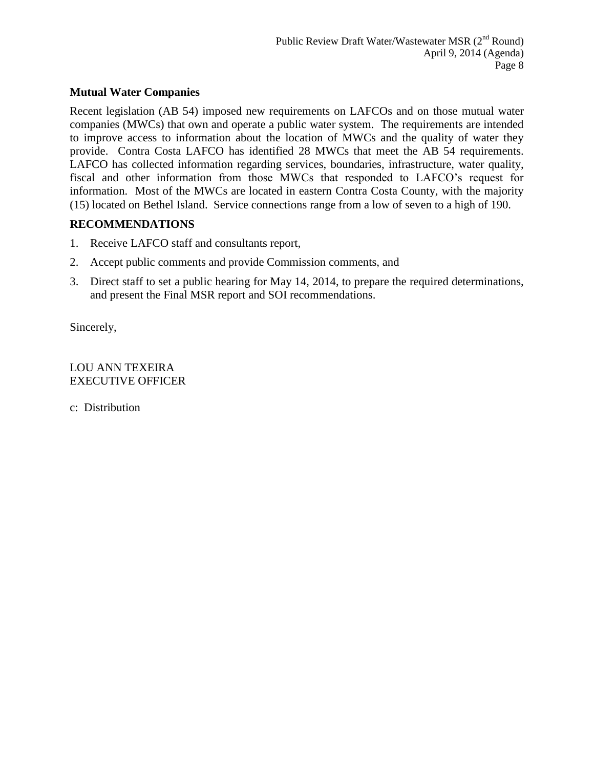### Mutual Water Companies

Recent legislation (AB 54) imposed new requirements on LAFCOs and on those mutual water companies (MWCs) that own and operate a public water system. The requirements are intended to improve access to information about the location of MWCs and the quality of water they provide. Contra Costa LAFCO has identified 28 MWCs that meet the AB 54 requirements. LAFCO has collected information regarding services, boundaries, infrastructure, water quality, fiscal and other information from those MWCs that responded to LAFCO's request for information. Most of the MWCs are located in eastern Contra Costa County, with the majority (15) located on Bethel Island. Service connections range from a low of seven to a high of 190.

## RECOMMENDATIONS

1. Receive LAFCO staff and consultants report,
2. Accept public comments and provide Commission comments, and
3. Direct staff to set a public hearing for May 14, 2014, to prepare the required determinations, and present the Final MSR report and SOI recommendations.

Sincerely,

LOU ANN TEXEIRA
EXECUTIVE OFFICER

c: Distribution